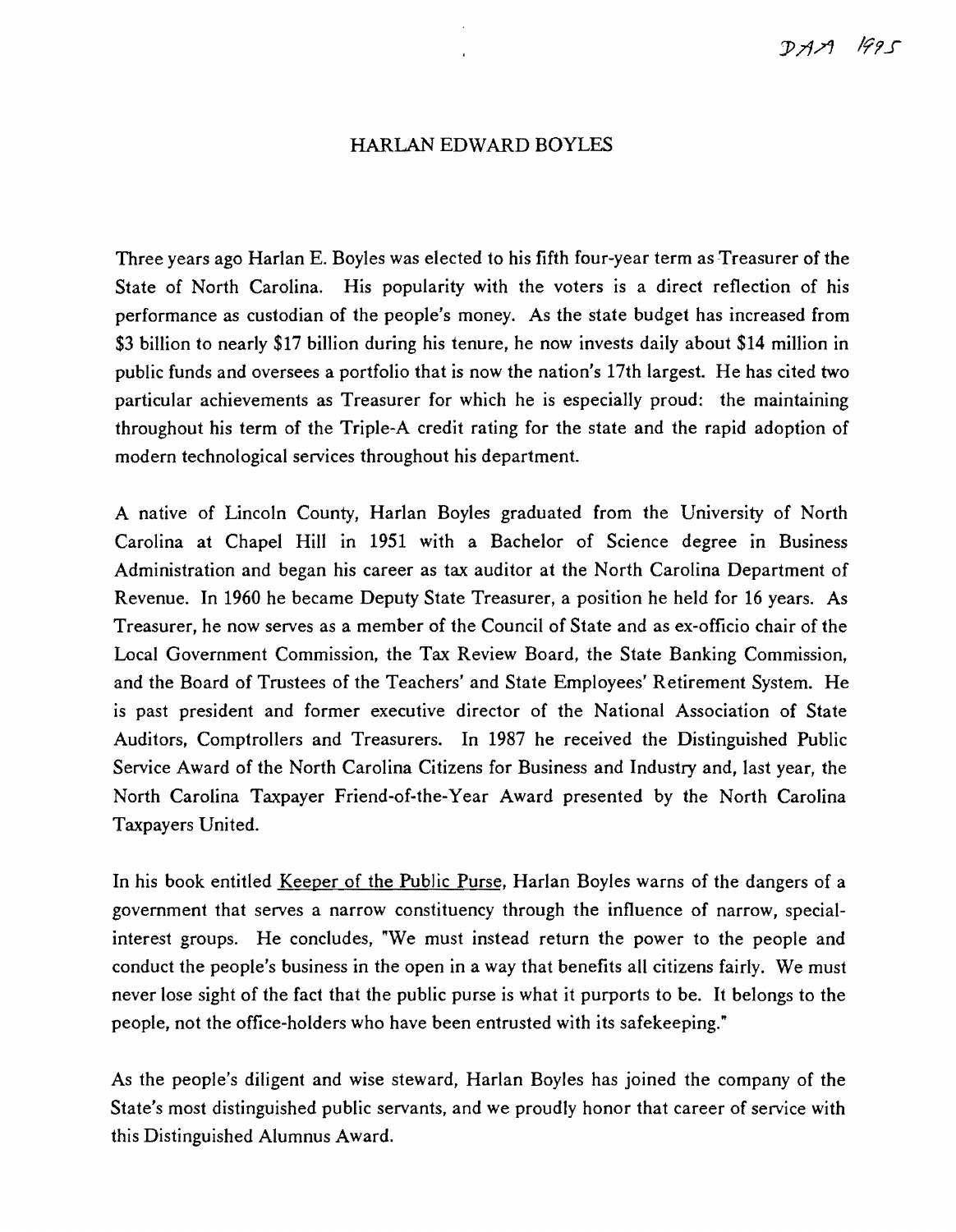DAA 1995

# HARLAN EDWARD BOYLES

Three years ago Harlan E. Boyles was elected to his fifth four-year term as Treasurer of the State of North Carolina. His popularity with the voters is a direct reflection of his performance as custodian of the people's money. As the state budget has increased from $3 billion to nearly $17 billion during his tenure, he now invests daily about $14 million in public funds and oversees a portfolio that is now the nation's 17th largest. He has cited two particular achievements as Treasurer for which he is especially proud: the maintaining throughout his term of the Triple-A credit rating for the state and the rapid adoption of modern technological services throughout his department.

A native of Lincoln County, Harlan Boyles graduated from the University of North Carolina at Chapel Hill in 1951 with a Bachelor of Science degree in Business Administration and began his career as tax auditor at the North Carolina Department of Revenue. In 1960 he became Deputy State Treasurer, a position he held for 16 years. As Treasurer, he now serves as a member of the Council of State and as ex-officio chair of the Local Government Commission, the Tax Review Board, the State Banking Commission, and the Board of Trustees of the Teachers' and State Employees' Retirement System. He is past president and former executive director of the National Association of State Auditors, Comptrollers and Treasurers. In 1987 he received the Distinguished Public Service Award of the North Carolina Citizens for Business and Industry and, last year, the North Carolina Taxpayer Friend-of-the-Year Award presented by the North Carolina Taxpayers United.

In his book entitled Keeper of the Public Purse, Harlan Boyles warns of the dangers of a government that serves a narrow constituency through the influence of narrow, special-interest groups. He concludes, "We must instead return the power to the people and conduct the people's business in the open in a way that benefits all citizens fairly. We must never lose sight of the fact that the public purse is what it purports to be. It belongs to the people, not the office-holders who have been entrusted with its safekeeping."

As the people's diligent and wise steward, Harlan Boyles has joined the company of the State's most distinguished public servants, and we proudly honor that career of service with this Distinguished Alumnus Award.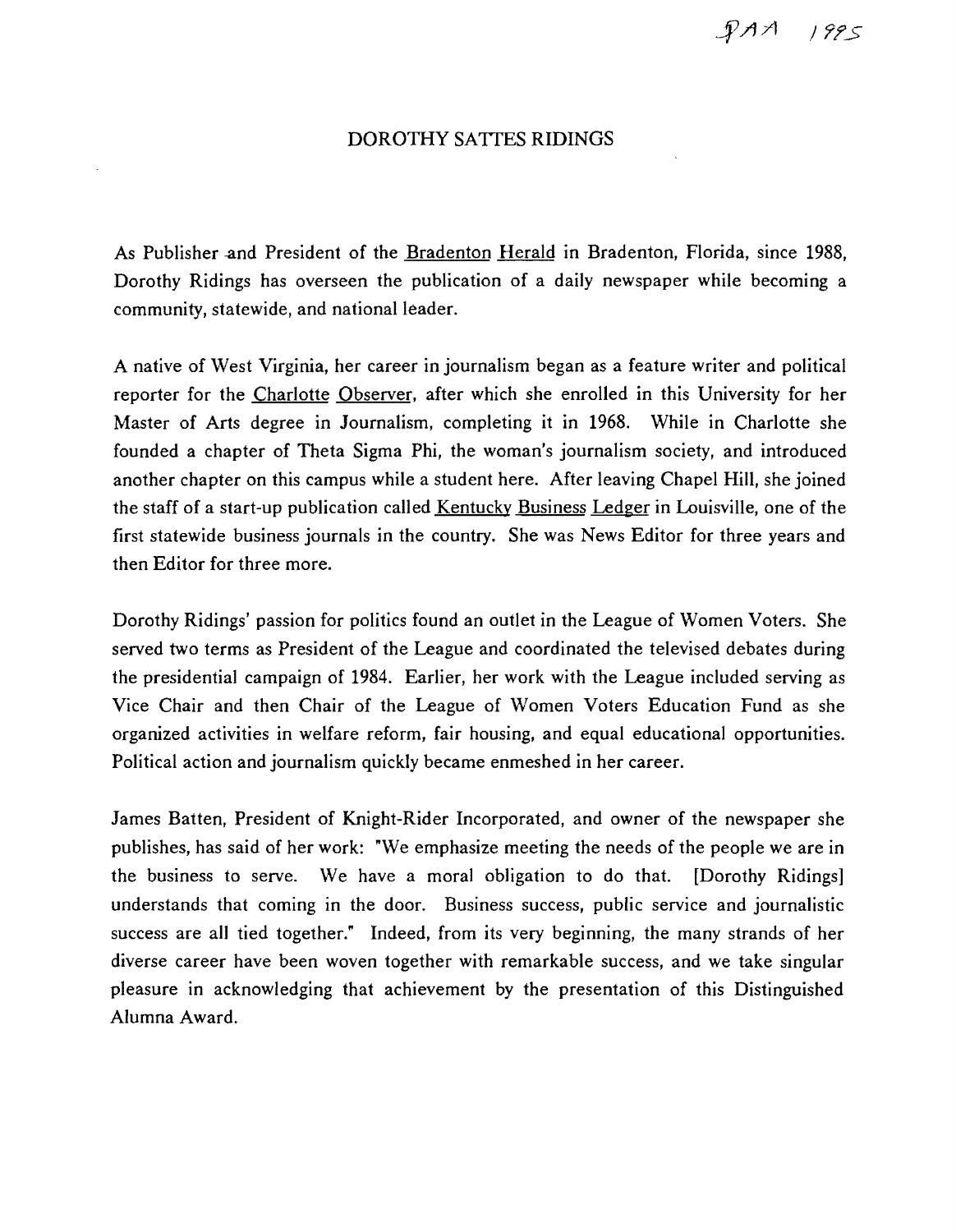DAA 1995

# DOROTHY SATTES RIDINGS

As Publisher and President of the Bradenton Herald in Bradenton, Florida, since 1988, Dorothy Ridings has overseen the publication of a daily newspaper while becoming a community, statewide, and national leader.

A native of West Virginia, her career in journalism began as a feature writer and political reporter for the Charlotte Observer, after which she enrolled in this University for her Master of Arts degree in Journalism, completing it in 1968. While in Charlotte she founded a chapter of Theta Sigma Phi, the woman's journalism society, and introduced another chapter on this campus while a student here. After leaving Chapel Hill, she joined the staff of a start-up publication called Kentucky Business Ledger in Louisville, one of the first statewide business journals in the country. She was News Editor for three years and then Editor for three more.

Dorothy Ridings' passion for politics found an outlet in the League of Women Voters. She served two terms as President of the League and coordinated the televised debates during the presidential campaign of 1984. Earlier, her work with the League included serving as Vice Chair and then Chair of the League of Women Voters Education Fund as she organized activities in welfare reform, fair housing, and equal educational opportunities. Political action and journalism quickly became enmeshed in her career.

James Batten, President of Knight-Rider Incorporated, and owner of the newspaper she publishes, has said of her work: "We emphasize meeting the needs of the people we are in the business to serve. We have a moral obligation to do that. [Dorothy Ridings] understands that coming in the door. Business success, public service and journalistic success are all tied together." Indeed, from its very beginning, the many strands of her diverse career have been woven together with remarkable success, and we take singular pleasure in acknowledging that achievement by the presentation of this Distinguished Alumna Award.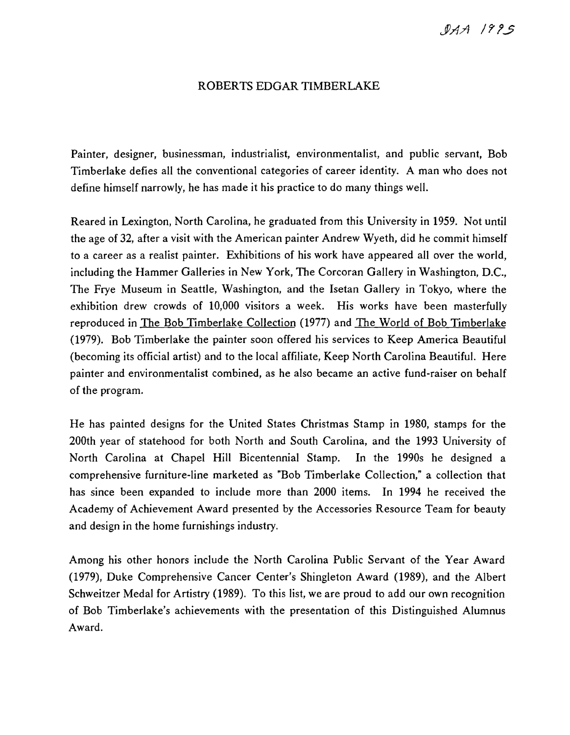DAA 1995

# ROBERTS EDGAR TIMBERLAKE

Painter, designer, businessman, industrialist, environmentalist, and public servant, Bob Timberlake defies all the conventional categories of career identity. A man who does not define himself narrowly, he has made it his practice to do many things well.

Reared in Lexington, North Carolina, he graduated from this University in 1959. Not until the age of 32, after a visit with the American painter Andrew Wyeth, did he commit himself to a career as a realist painter. Exhibitions of his work have appeared all over the world, including the Hammer Galleries in New York, The Corcoran Gallery in Washington, D.C., The Frye Museum in Seattle, Washington, and the Isetan Gallery in Tokyo, where the exhibition drew crowds of 10,000 visitors a week. His works have been masterfully reproduced in The Bob Timberlake Collection (1977) and The World of Bob Timberlake (1979). Bob Timberlake the painter soon offered his services to Keep America Beautiful (becoming its official artist) and to the local affiliate, Keep North Carolina Beautiful. Here painter and environmentalist combined, as he also became an active fund-raiser on behalf of the program.

He has painted designs for the United States Christmas Stamp in 1980, stamps for the 200th year of statehood for both North and South Carolina, and the 1993 University of North Carolina at Chapel Hill Bicentennial Stamp. In the 1990s he designed a comprehensive furniture-line marketed as "Bob Timberlake Collection," a collection that has since been expanded to include more than 2000 items. In 1994 he received the Academy of Achievement Award presented by the Accessories Resource Team for beauty and design in the home furnishings industry.

Among his other honors include the North Carolina Public Servant of the Year Award (1979), Duke Comprehensive Cancer Center's Shingleton Award (1989), and the Albert Schweitzer Medal for Artistry (1989). To this list, we are proud to add our own recognition of Bob Timberlake's achievements with the presentation of this Distinguished Alumnus Award.